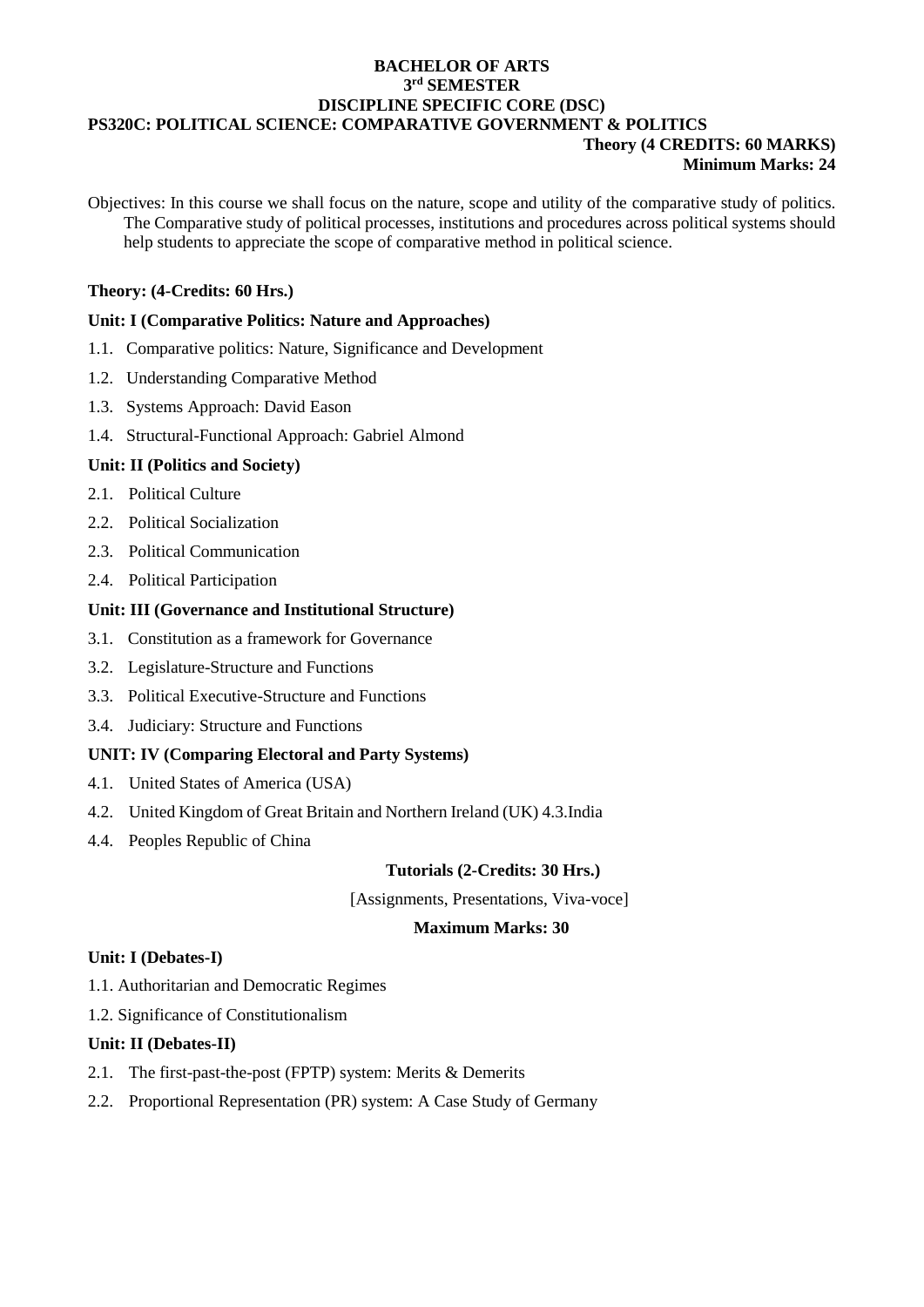**BACHELOR OF ARTS**
**3rd SEMESTER**
**DISCIPLINE SPECIFIC CORE (DSC)**

# PS320C: POLITICAL SCIENCE: COMPARATIVE GOVERNMENT & POLITICS

**Theory (4 CREDITS: 60 MARKS)**
**Minimum Marks: 24**

Objectives: In this course we shall focus on the nature, scope and utility of the comparative study of politics. The Comparative study of political processes, institutions and procedures across political systems should help students to appreciate the scope of comparative method in political science.

**Theory: (4-Credits: 60 Hrs.)**

**Unit: I (Comparative Politics: Nature and Approaches)**

1.1. Comparative politics: Nature, Significance and Development
1.2. Understanding Comparative Method
1.3. Systems Approach: David Eason
1.4. Structural-Functional Approach: Gabriel Almond

**Unit: II (Politics and Society)**

2.1. Political Culture
2.2. Political Socialization
2.3. Political Communication
2.4. Political Participation

**Unit: III (Governance and Institutional Structure)**

3.1. Constitution as a framework for Governance
3.2. Legislature-Structure and Functions
3.3. Political Executive-Structure and Functions
3.4. Judiciary: Structure and Functions

**UNIT: IV (Comparing Electoral and Party Systems)**

4.1. United States of America (USA)
4.2. United Kingdom of Great Britain and Northern Ireland (UK) 4.3.India
4.4. Peoples Republic of China

**Tutorials (2-Credits: 30 Hrs.)**

[Assignments, Presentations, Viva-voce]

**Maximum Marks: 30**

**Unit: I (Debates-I)**

1.1. Authoritarian and Democratic Regimes
1.2. Significance of Constitutionalism

**Unit: II (Debates-II)**

2.1. The first-past-the-post (FPTP) system: Merits & Demerits
2.2. Proportional Representation (PR) system: A Case Study of Germany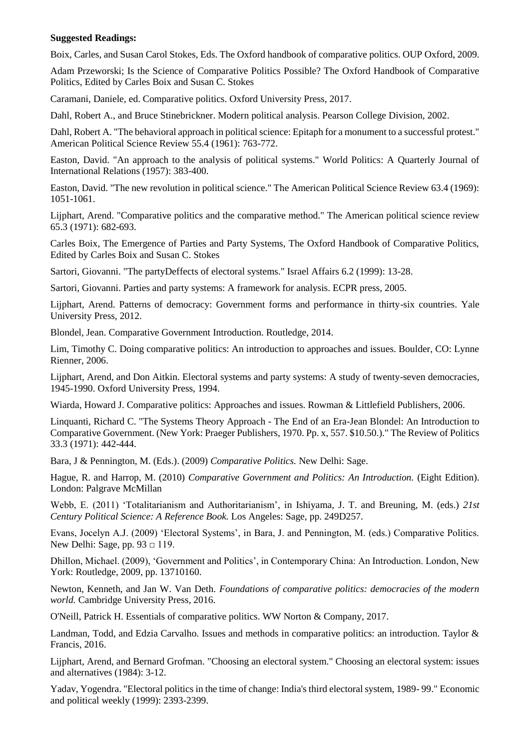**Suggested Readings:**

Boix, Carles, and Susan Carol Stokes, Eds. The Oxford handbook of comparative politics. OUP Oxford, 2009.

Adam Przeworski; Is the Science of Comparative Politics Possible? The Oxford Handbook of Comparative Politics, Edited by Carles Boix and Susan C. Stokes

Caramani, Daniele, ed. Comparative politics. Oxford University Press, 2017.

Dahl, Robert A., and Bruce Stinebrickner. Modern political analysis. Pearson College Division, 2002.

Dahl, Robert A. "The behavioral approach in political science: Epitaph for a monument to a successful protest." American Political Science Review 55.4 (1961): 763-772.

Easton, David. "An approach to the analysis of political systems." World Politics: A Quarterly Journal of International Relations (1957): 383-400.

Easton, David. "The new revolution in political science." The American Political Science Review 63.4 (1969): 1051-1061.

Lijphart, Arend. "Comparative politics and the comparative method." The American political science review 65.3 (1971): 682-693.

Carles Boix, The Emergence of Parties and Party Systems, The Oxford Handbook of Comparative Politics, Edited by Carles Boix and Susan C. Stokes

Sartori, Giovanni. "The partyDeffects of electoral systems." Israel Affairs 6.2 (1999): 13-28.

Sartori, Giovanni. Parties and party systems: A framework for analysis. ECPR press, 2005.

Lijphart, Arend. Patterns of democracy: Government forms and performance in thirty-six countries. Yale University Press, 2012.

Blondel, Jean. Comparative Government Introduction. Routledge, 2014.

Lim, Timothy C. Doing comparative politics: An introduction to approaches and issues. Boulder, CO: Lynne Rienner, 2006.

Lijphart, Arend, and Don Aitkin. Electoral systems and party systems: A study of twenty-seven democracies, 1945-1990. Oxford University Press, 1994.

Wiarda, Howard J. Comparative politics: Approaches and issues. Rowman & Littlefield Publishers, 2006.

Linquanti, Richard C. "The Systems Theory Approach - The End of an Era-Jean Blondel: An Introduction to Comparative Government. (New York: Praeger Publishers, 1970. Pp. x, 557. $10.50.)." The Review of Politics 33.3 (1971): 442-444.

Bara, J & Pennington, M. (Eds.). (2009) *Comparative Politics.* New Delhi: Sage.

Hague, R. and Harrop, M. (2010) *Comparative Government and Politics: An Introduction.* (Eight Edition). London: Palgrave McMillan

Webb, E. (2011) 'Totalitarianism and Authoritarianism', in Ishiyama, J. T. and Breuning, M. (eds.) *21st Century Political Science: A Reference Book.* Los Angeles: Sage, pp. 249D257.

Evans, Jocelyn A.J. (2009) 'Electoral Systems', in Bara, J. and Pennington, M. (eds.) Comparative Politics. New Delhi: Sage, pp. 93 □ 119.

Dhillon, Michael. (2009), 'Government and Politics', in Contemporary China: An Introduction. London, New York: Routledge, 2009, pp. 13710160.

Newton, Kenneth, and Jan W. Van Deth. *Foundations of comparative politics: democracies of the modern world.* Cambridge University Press, 2016.

O'Neill, Patrick H. Essentials of comparative politics. WW Norton & Company, 2017.

Landman, Todd, and Edzia Carvalho. Issues and methods in comparative politics: an introduction. Taylor & Francis, 2016.

Lijphart, Arend, and Bernard Grofman. "Choosing an electoral system." Choosing an electoral system: issues and alternatives (1984): 3-12.

Yadav, Yogendra. "Electoral politics in the time of change: India's third electoral system, 1989- 99." Economic and political weekly (1999): 2393-2399.